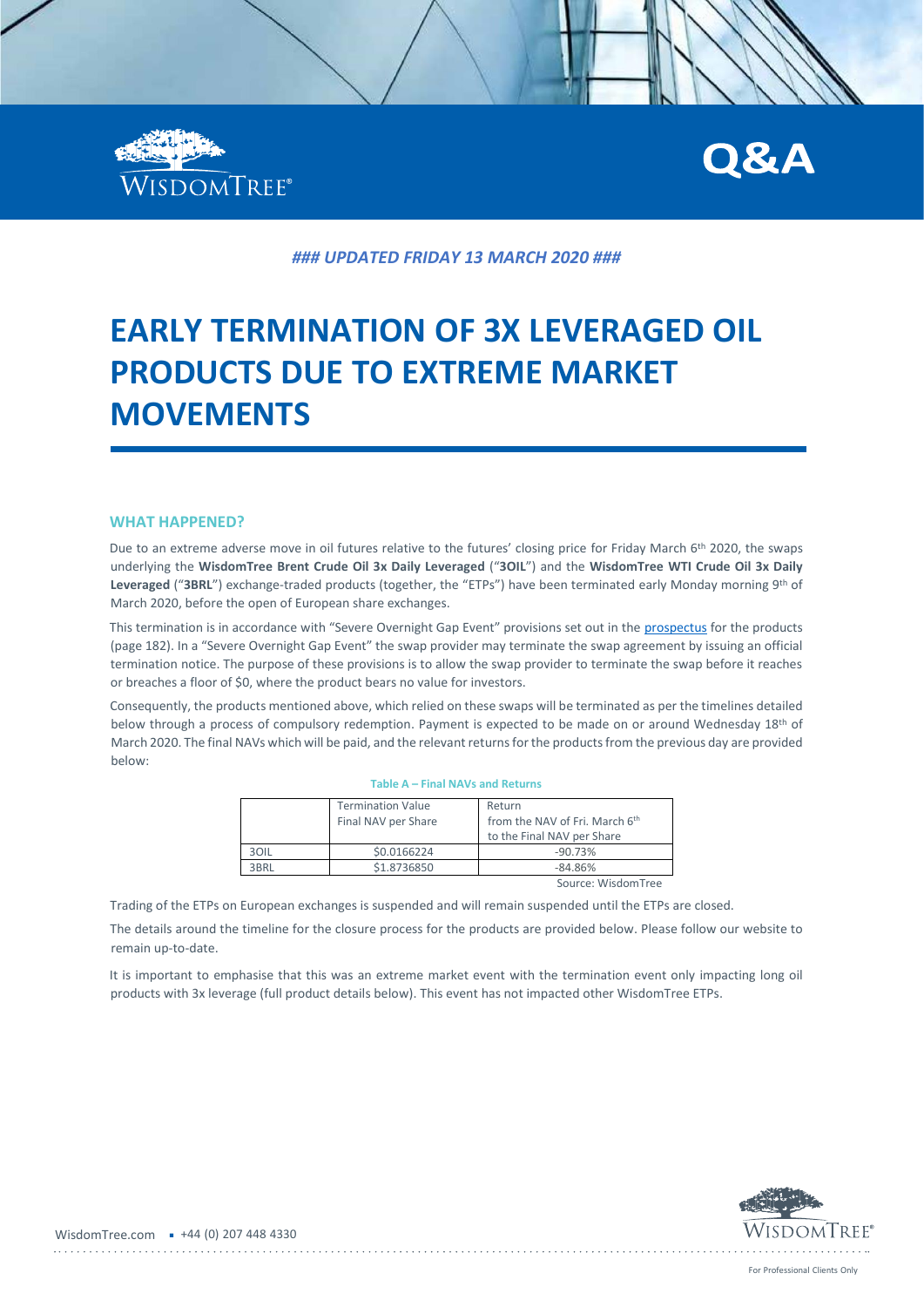Q&A

*### UPDATED FRIDAY 13 MARCH 2020 ###*

# EARLY TERMINATION OF 3X LEVERAGED OIL PRODUCTS DUE TO EXTREME MARKET MOVEMENTS

## WHAT HAPPENED?

Due to an extreme adverse move in oil futures relative to the futures' closing price for Friday March 6th 2020, the swaps underlying the **WisdomTree Brent Crude Oil 3x Daily Leveraged** ("**3OIL**") and the **WisdomTree WTI Crude Oil 3x Daily Leveraged** ("**3BRL**") exchange-traded products (together, the "ETPs") have been terminated early Monday morning 9th of March 2020, before the open of European share exchanges.

This termination is in accordance with "Severe Overnight Gap Event" provisions set out in the prospectus for the products (page 182). In a "Severe Overnight Gap Event" the swap provider may terminate the swap agreement by issuing an official termination notice. The purpose of these provisions is to allow the swap provider to terminate the swap before it reaches or breaches a floor of $0, where the product bears no value for investors.

Consequently, the products mentioned above, which relied on these swaps will be terminated as per the timelines detailed below through a process of compulsory redemption. Payment is expected to be made on or around Wednesday 18th of March 2020. The final NAVs which will be paid, and the relevant returns for the products from the previous day are provided below:

**Table A – Final NAVs and Returns**

| | Termination Value Final NAV per Share | Return from the NAV of Fri. March 6th to the Final NAV per Share |
|---|---|---|
| 3OIL | $0.0166224 | -90.73% |
| 3BRL | $1.8736850 | -84.86% |

Source: WisdomTree

Trading of the ETPs on European exchanges is suspended and will remain suspended until the ETPs are closed.

The details around the timeline for the closure process for the products are provided below. Please follow our website to remain up-to-date.

It is important to emphasise that this was an extreme market event with the termination event only impacting long oil products with 3x leverage (full product details below). This event has not impacted other WisdomTree ETPs.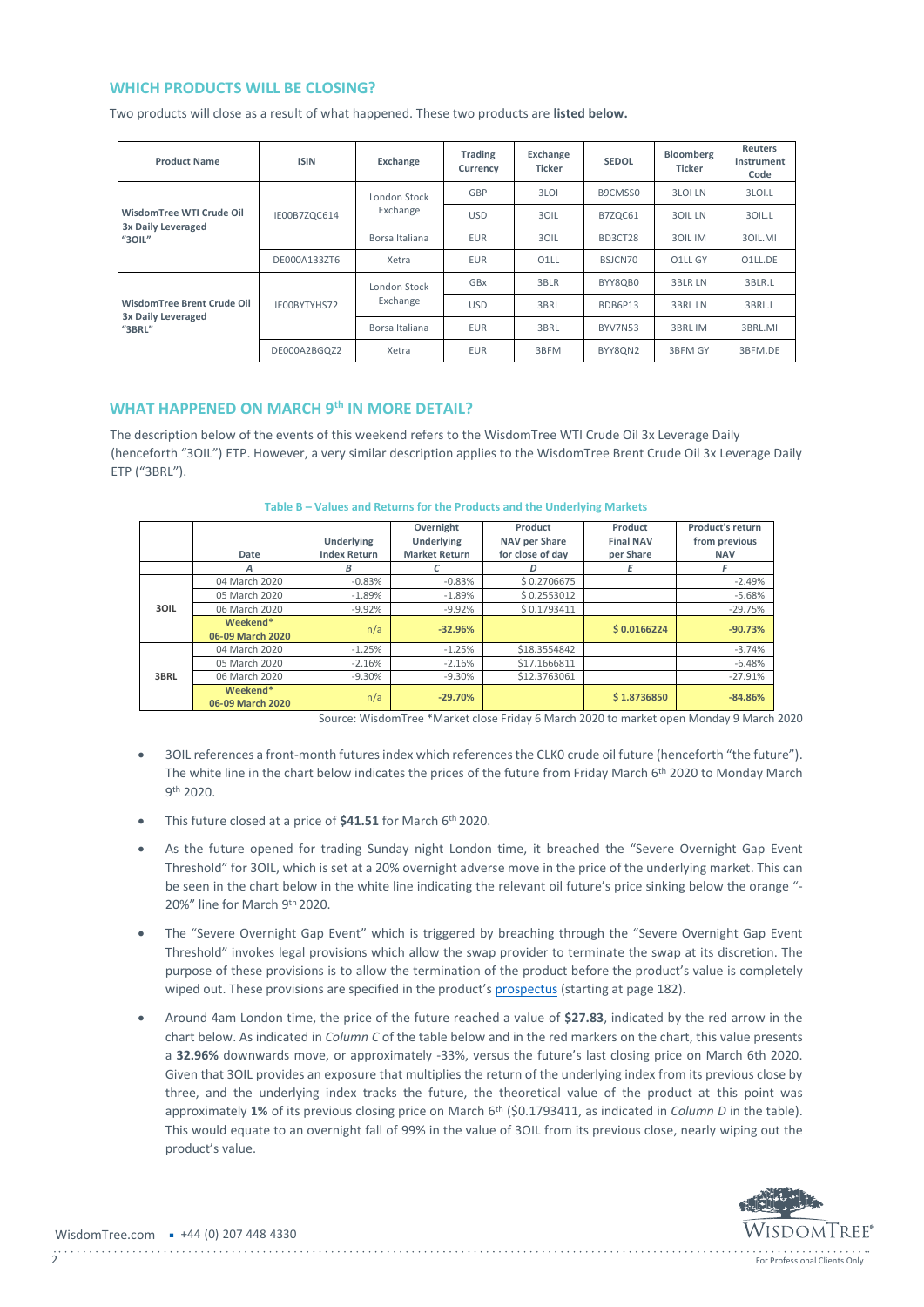## WHICH PRODUCTS WILL BE CLOSING?

Two products will close as a result of what happened. These two products are **listed below.**

| Product Name | ISIN | Exchange | Trading Currency | Exchange Ticker | SEDOL | Bloomberg Ticker | Reuters Instrument Code |
|---|---|---|---|---|---|---|---|
| **WisdomTree WTI Crude Oil 3x Daily Leveraged "3OIL"** | IE00B7ZQC614 | London Stock Exchange | GBP | 3LOI | B9CMSS0 | 3LOI LN | 3LOI.L |
| | | | USD | 3OIL | B7ZQC61 | 3OIL LN | 3OIL.L |
| | | Borsa Italiana | EUR | 3OIL | BD3CT28 | 3OIL IM | 3OIL.MI |
| | DE000A133ZT6 | Xetra | EUR | O1LL | BSJCN70 | O1LL GY | O1LL.DE |
| **WisdomTree Brent Crude Oil 3x Daily Leveraged "3BRL"** | IE00BYTYHS72 | London Stock Exchange | GBx | 3BLR | BYY8QB0 | 3BLR LN | 3BLR.L |
| | | | USD | 3BRL | BDB6P13 | 3BRL LN | 3BRL.L |
| | | Borsa Italiana | EUR | 3BRL | BYV7N53 | 3BRL IM | 3BRL.MI |
| | DE000A2BGQZ2 | Xetra | EUR | 3BFM | BYY8QN2 | 3BFM GY | 3BFM.DE |

## WHAT HAPPENED ON MARCH 9th IN MORE DETAIL?

The description below of the events of this weekend refers to the WisdomTree WTI Crude Oil 3x Leverage Daily (henceforth "3OIL") ETP. However, a very similar description applies to the WisdomTree Brent Crude Oil 3x Leverage Daily ETP ("3BRL").

**Table B – Values and Returns for the Products and the Underlying Markets**

| | Date | Underlying Index Return | Overnight Underlying Market Return | Product NAV per Share for close of day | Product Final NAV per Share | Product's return from previous NAV |
|---|---|---|---|---|---|---|
| | *A* | *B* | *C* | *D* | *E* | *F* |
| **3OIL** | 04 March 2020 | -0.83% | -0.83% | $ 0.2706675 | | -2.49% |
| | 05 March 2020 | -1.89% | -1.89% | $ 0.2553012 | | -5.68% |
| | 06 March 2020 | -9.92% | -9.92% | $ 0.1793411 | | -29.75% |
| | **Weekend* 06-09 March 2020** | n/a | **-32.96%** | | **$ 0.0166224** | **-90.73%** |
| **3BRL** | 04 March 2020 | -1.25% | -1.25% | $18.3554842 | | -3.74% |
| | 05 March 2020 | -2.16% | -2.16% | $17.1666811 | | -6.48% |
| | 06 March 2020 | -9.30% | -9.30% | $12.3763061 | | -27.91% |
| | **Weekend* 06-09 March 2020** | n/a | **-29.70%** | | **$ 1.8736850** | **-84.86%** |

Source: WisdomTree *Market close Friday 6 March 2020 to market open Monday 9 March 2020

- 3OIL references a front-month futures index which references the CLK0 crude oil future (henceforth "the future"). The white line in the chart below indicates the prices of the future from Friday March 6th 2020 to Monday March 9th 2020.
- This future closed at a price of **$41.51** for March 6th 2020.
- As the future opened for trading Sunday night London time, it breached the "Severe Overnight Gap Event Threshold" for 3OIL, which is set at a 20% overnight adverse move in the price of the underlying market. This can be seen in the chart below in the white line indicating the relevant oil future's price sinking below the orange "-20%" line for March 9th 2020.
- The "Severe Overnight Gap Event" which is triggered by breaching through the "Severe Overnight Gap Event Threshold" invokes legal provisions which allow the swap provider to terminate the swap at its discretion. The purpose of these provisions is to allow the termination of the product before the product's value is completely wiped out. These provisions are specified in the product's prospectus (starting at page 182).
- Around 4am London time, the price of the future reached a value of **$27.83**, indicated by the red arrow in the chart below. As indicated in *Column C* of the table below and in the red markers on the chart, this value presents a **32.96%** downwards move, or approximately -33%, versus the future's last closing price on March 6th 2020. Given that 3OIL provides an exposure that multiplies the return of the underlying index from its previous close by three, and the underlying index tracks the future, the theoretical value of the product at this point was approximately **1%** of its previous closing price on March 6th ($0.1793411, as indicated in *Column D* in the table). This would equate to an overnight fall of 99% in the value of 3OIL from its previous close, nearly wiping out the product's value.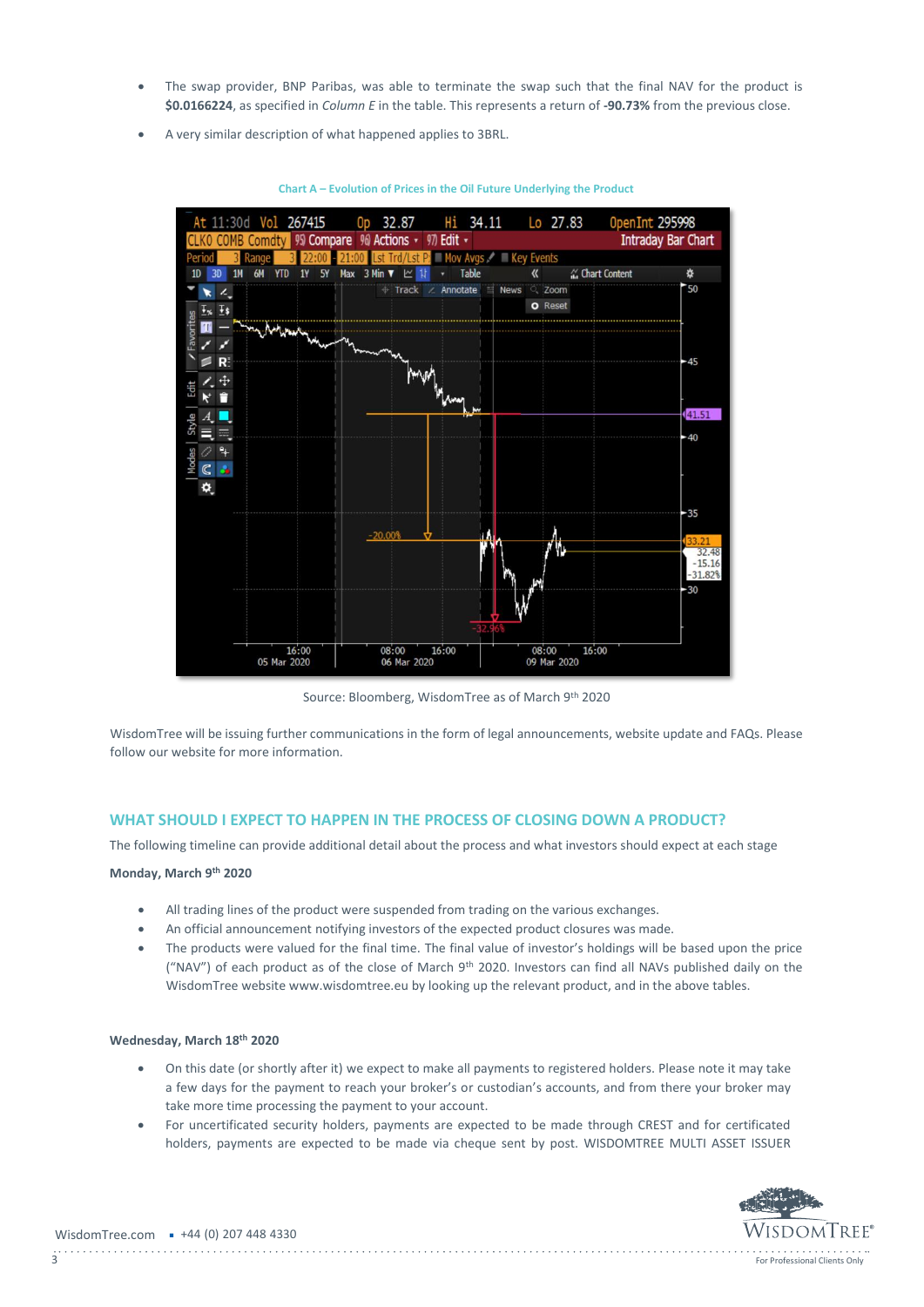- The swap provider, BNP Paribas, was able to terminate the swap such that the final NAV for the product is **$0.0166224**, as specified in *Column E* in the table. This represents a return of **-90.73%** from the previous close.
- A very similar description of what happened applies to 3BRL.

**Chart A – Evolution of Prices in the Oil Future Underlying the Product**

Source: Bloomberg, WisdomTree as of March 9th 2020

WisdomTree will be issuing further communications in the form of legal announcements, website update and FAQs. Please follow our website for more information.

## WHAT SHOULD I EXPECT TO HAPPEN IN THE PROCESS OF CLOSING DOWN A PRODUCT?

The following timeline can provide additional detail about the process and what investors should expect at each stage

**Monday, March 9th 2020**

- All trading lines of the product were suspended from trading on the various exchanges.
- An official announcement notifying investors of the expected product closures was made.
- The products were valued for the final time. The final value of investor's holdings will be based upon the price ("NAV") of each product as of the close of March 9th 2020. Investors can find all NAVs published daily on the WisdomTree website www.wisdomtree.eu by looking up the relevant product, and in the above tables.

**Wednesday, March 18th 2020**

- On this date (or shortly after it) we expect to make all payments to registered holders. Please note it may take a few days for the payment to reach your broker's or custodian's accounts, and from there your broker may take more time processing the payment to your account.
- For uncertificated security holders, payments are expected to be made through CREST and for certificated holders, payments are expected to be made via cheque sent by post. WISDOMTREE MULTI ASSET ISSUER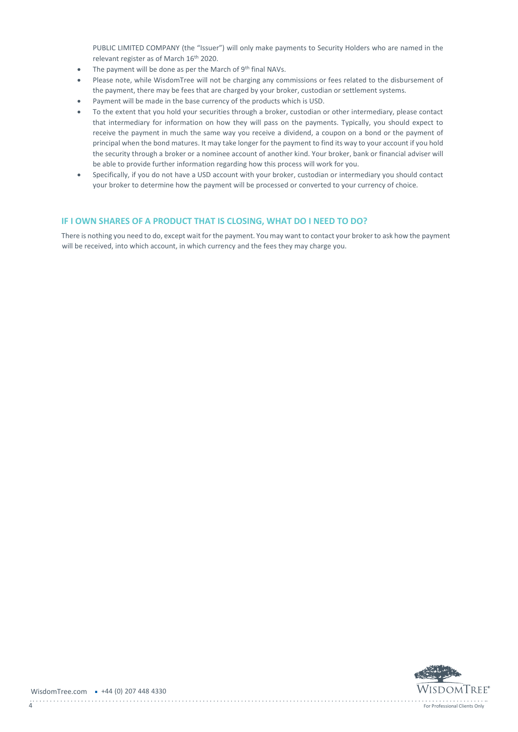PUBLIC LIMITED COMPANY (the "Issuer") will only make payments to Security Holders who are named in the relevant register as of March 16th 2020.

- The payment will be done as per the March of 9th final NAVs.
- Please note, while WisdomTree will not be charging any commissions or fees related to the disbursement of the payment, there may be fees that are charged by your broker, custodian or settlement systems.
- Payment will be made in the base currency of the products which is USD.
- To the extent that you hold your securities through a broker, custodian or other intermediary, please contact that intermediary for information on how they will pass on the payments. Typically, you should expect to receive the payment in much the same way you receive a dividend, a coupon on a bond or the payment of principal when the bond matures. It may take longer for the payment to find its way to your account if you hold the security through a broker or a nominee account of another kind. Your broker, bank or financial adviser will be able to provide further information regarding how this process will work for you.
- Specifically, if you do not have a USD account with your broker, custodian or intermediary you should contact your broker to determine how the payment will be processed or converted to your currency of choice.

## IF I OWN SHARES OF A PRODUCT THAT IS CLOSING, WHAT DO I NEED TO DO?

There is nothing you need to do, except wait for the payment. You may want to contact your broker to ask how the payment will be received, into which account, in which currency and the fees they may charge you.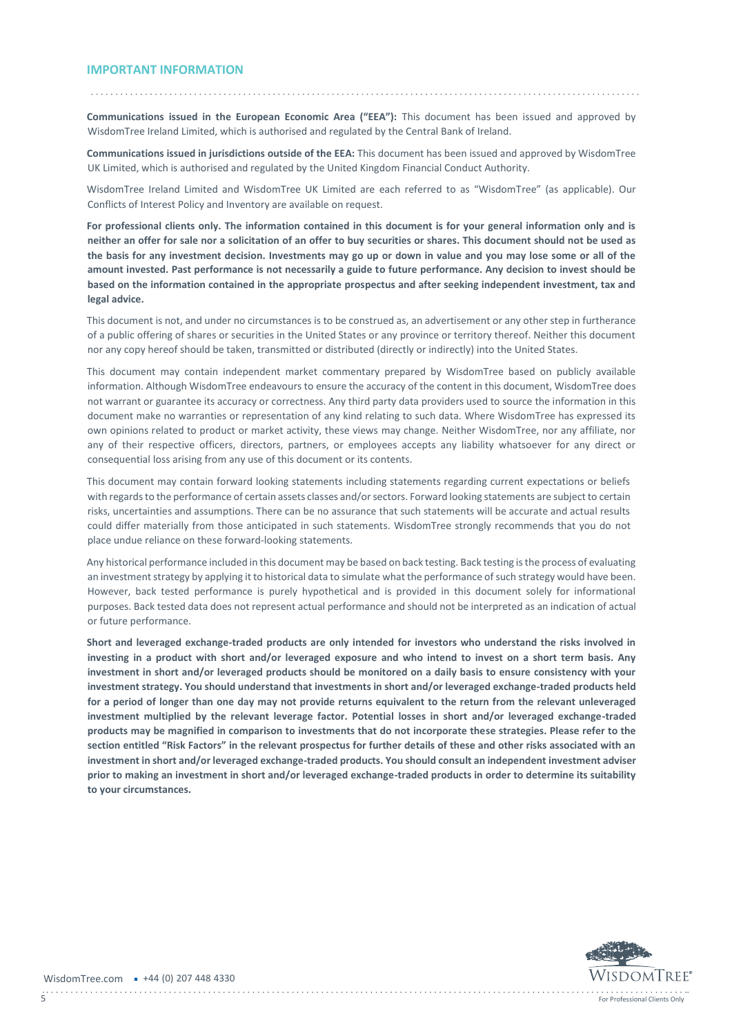## IMPORTANT INFORMATION

**Communications issued in the European Economic Area ("EEA"):** This document has been issued and approved by WisdomTree Ireland Limited, which is authorised and regulated by the Central Bank of Ireland.

**Communications issued in jurisdictions outside of the EEA:** This document has been issued and approved by WisdomTree UK Limited, which is authorised and regulated by the United Kingdom Financial Conduct Authority.

WisdomTree Ireland Limited and WisdomTree UK Limited are each referred to as "WisdomTree" (as applicable). Our Conflicts of Interest Policy and Inventory are available on request.

**For professional clients only. The information contained in this document is for your general information only and is neither an offer for sale nor a solicitation of an offer to buy securities or shares. This document should not be used as the basis for any investment decision. Investments may go up or down in value and you may lose some or all of the amount invested. Past performance is not necessarily a guide to future performance. Any decision to invest should be based on the information contained in the appropriate prospectus and after seeking independent investment, tax and legal advice.**

This document is not, and under no circumstances is to be construed as, an advertisement or any other step in furtherance of a public offering of shares or securities in the United States or any province or territory thereof. Neither this document nor any copy hereof should be taken, transmitted or distributed (directly or indirectly) into the United States.

This document may contain independent market commentary prepared by WisdomTree based on publicly available information. Although WisdomTree endeavours to ensure the accuracy of the content in this document, WisdomTree does not warrant or guarantee its accuracy or correctness. Any third party data providers used to source the information in this document make no warranties or representation of any kind relating to such data. Where WisdomTree has expressed its own opinions related to product or market activity, these views may change. Neither WisdomTree, nor any affiliate, nor any of their respective officers, directors, partners, or employees accepts any liability whatsoever for any direct or consequential loss arising from any use of this document or its contents.

This document may contain forward looking statements including statements regarding current expectations or beliefs with regards to the performance of certain assets classes and/or sectors. Forward looking statements are subject to certain risks, uncertainties and assumptions. There can be no assurance that such statements will be accurate and actual results could differ materially from those anticipated in such statements. WisdomTree strongly recommends that you do not place undue reliance on these forward-looking statements.

Any historical performance included in this document may be based on back testing. Back testing is the process of evaluating an investment strategy by applying it to historical data to simulate what the performance of such strategy would have been. However, back tested performance is purely hypothetical and is provided in this document solely for informational purposes. Back tested data does not represent actual performance and should not be interpreted as an indication of actual or future performance.

**Short and leveraged exchange-traded products are only intended for investors who understand the risks involved in investing in a product with short and/or leveraged exposure and who intend to invest on a short term basis. Any investment in short and/or leveraged products should be monitored on a daily basis to ensure consistency with your investment strategy. You should understand that investments in short and/or leveraged exchange-traded products held for a period of longer than one day may not provide returns equivalent to the return from the relevant unleveraged investment multiplied by the relevant leverage factor. Potential losses in short and/or leveraged exchange-traded products may be magnified in comparison to investments that do not incorporate these strategies. Please refer to the section entitled "Risk Factors" in the relevant prospectus for further details of these and other risks associated with an investment in short and/or leveraged exchange-traded products. You should consult an independent investment adviser prior to making an investment in short and/or leveraged exchange-traded products in order to determine its suitability to your circumstances.**